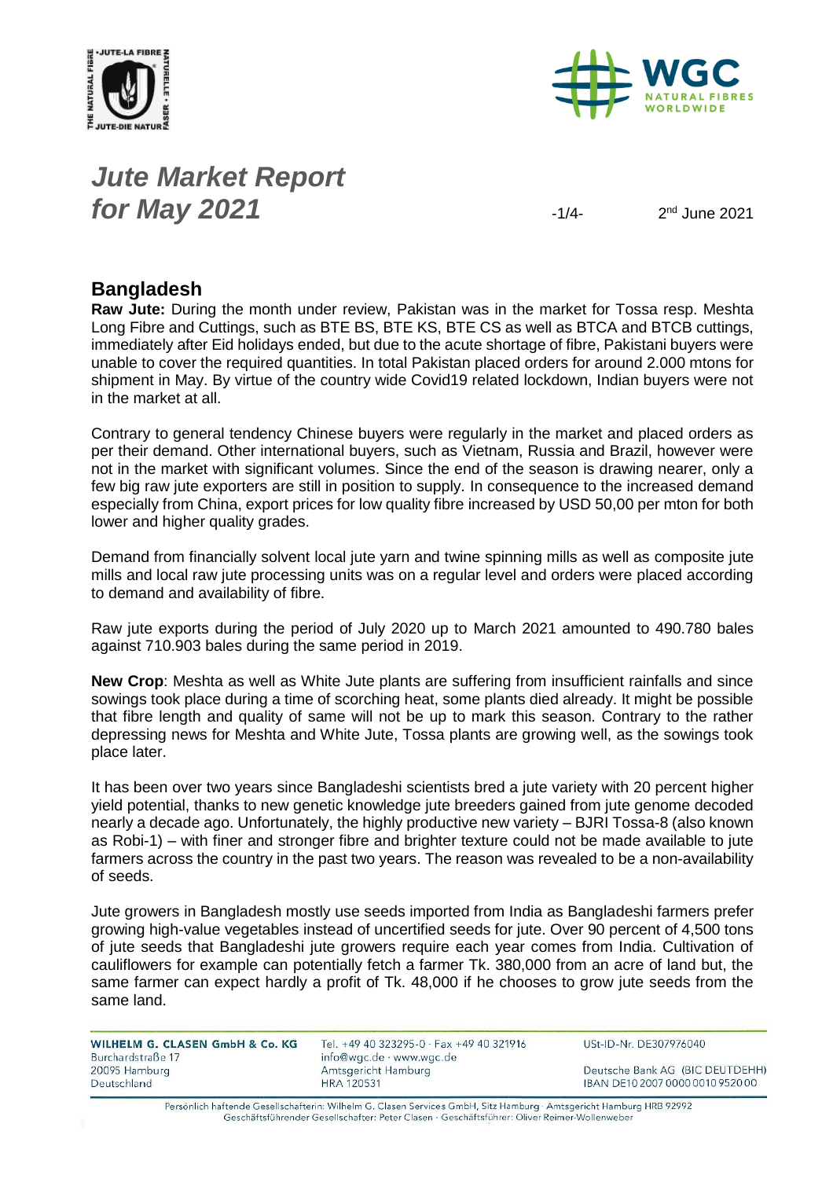# *Jute Market Report for May 2021*

2nd June 2021

## Bangladesh

**Raw Jute:** During the month under review, Pakistan was in the market for Tossa resp. Meshta Long Fibre and Cuttings, such as BTE BS, BTE KS, BTE CS as well as BTCA and BTCB cuttings, immediately after Eid holidays ended, but due to the acute shortage of fibre, Pakistani buyers were unable to cover the required quantities. In total Pakistan placed orders for around 2.000 mtons for shipment in May. By virtue of the country wide Covid19 related lockdown, Indian buyers were not in the market at all.

Contrary to general tendency Chinese buyers were regularly in the market and placed orders as per their demand. Other international buyers, such as Vietnam, Russia and Brazil, however were not in the market with significant volumes. Since the end of the season is drawing nearer, only a few big raw jute exporters are still in position to supply. In consequence to the increased demand especially from China, export prices for low quality fibre increased by USD 50,00 per mton for both lower and higher quality grades.

Demand from financially solvent local jute yarn and twine spinning mills as well as composite jute mills and local raw jute processing units was on a regular level and orders were placed according to demand and availability of fibre.

Raw jute exports during the period of July 2020 up to March 2021 amounted to 490.780 bales against 710.903 bales during the same period in 2019.

**New Crop**: Meshta as well as White Jute plants are suffering from insufficient rainfalls and since sowings took place during a time of scorching heat, some plants died already. It might be possible that fibre length and quality of same will not be up to mark this season. Contrary to the rather depressing news for Meshta and White Jute, Tossa plants are growing well, as the sowings took place later.

It has been over two years since Bangladeshi scientists bred a jute variety with 20 percent higher yield potential, thanks to new genetic knowledge jute breeders gained from jute genome decoded nearly a decade ago. Unfortunately, the highly productive new variety – BJRI Tossa-8 (also known as Robi-1) – with finer and stronger fibre and brighter texture could not be made available to jute farmers across the country in the past two years. The reason was revealed to be a non-availability of seeds.

Jute growers in Bangladesh mostly use seeds imported from India as Bangladeshi farmers prefer growing high-value vegetables instead of uncertified seeds for jute. Over 90 percent of 4,500 tons of jute seeds that Bangladeshi jute growers require each year comes from India. Cultivation of cauliflowers for example can potentially fetch a farmer Tk. 380,000 from an acre of land but, the same farmer can expect hardly a profit of Tk. 48,000 if he chooses to grow jute seeds from the same land.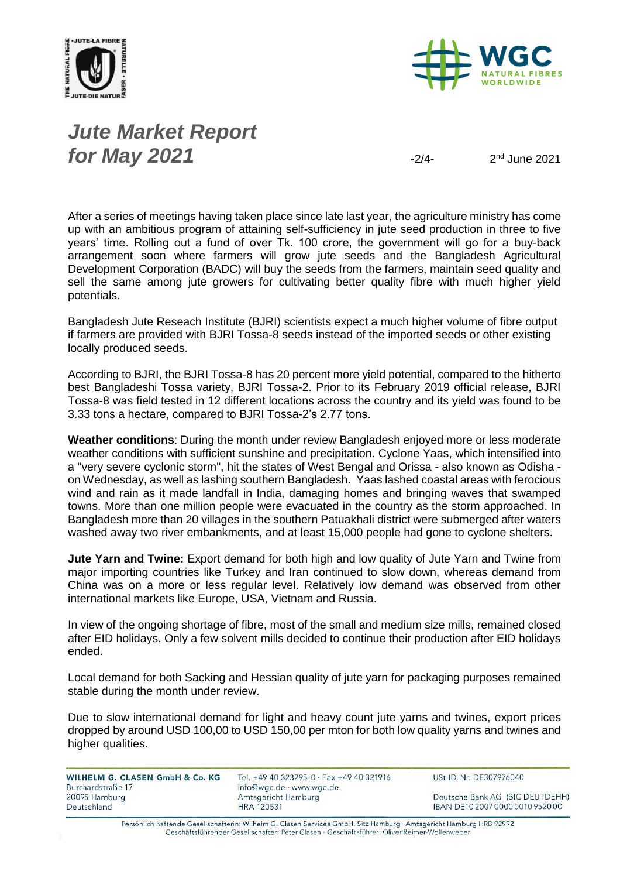After a series of meetings having taken place since late last year, the agriculture ministry has come up with an ambitious program of attaining self-sufficiency in jute seed production in three to five years' time. Rolling out a fund of over Tk. 100 crore, the government will go for a buy-back arrangement soon where farmers will grow jute seeds and the Bangladesh Agricultural Development Corporation (BADC) will buy the seeds from the farmers, maintain seed quality and sell the same among jute growers for cultivating better quality fibre with much higher yield potentials.

Bangladesh Jute Reseach Institute (BJRI) scientists expect a much higher volume of fibre output if farmers are provided with BJRI Tossa-8 seeds instead of the imported seeds or other existing locally produced seeds.

According to BJRI, the BJRI Tossa-8 has 20 percent more yield potential, compared to the hitherto best Bangladeshi Tossa variety, BJRI Tossa-2. Prior to its February 2019 official release, BJRI Tossa-8 was field tested in 12 different locations across the country and its yield was found to be 3.33 tons a hectare, compared to BJRI Tossa-2's 2.77 tons.

**Weather conditions**: During the month under review Bangladesh enjoyed more or less moderate weather conditions with sufficient sunshine and precipitation. Cyclone Yaas, which intensified into a "very severe cyclonic storm", hit the states of West Bengal and Orissa - also known as Odisha - on Wednesday, as well as lashing southern Bangladesh. Yaas lashed coastal areas with ferocious wind and rain as it made landfall in India, damaging homes and bringing waves that swamped towns. More than one million people were evacuated in the country as the storm approached. In Bangladesh more than 20 villages in the southern Patuakhali district were submerged after waters washed away two river embankments, and at least 15,000 people had gone to cyclone shelters.

**Jute Yarn and Twine:** Export demand for both high and low quality of Jute Yarn and Twine from major importing countries like Turkey and Iran continued to slow down, whereas demand from China was on a more or less regular level. Relatively low demand was observed from other international markets like Europe, USA, Vietnam and Russia.

In view of the ongoing shortage of fibre, most of the small and medium size mills, remained closed after EID holidays. Only a few solvent mills decided to continue their production after EID holidays ended.

Local demand for both Sacking and Hessian quality of jute yarn for packaging purposes remained stable during the month under review.

Due to slow international demand for light and heavy count jute yarns and twines, export prices dropped by around USD 100,00 to USD 150,00 per mton for both low quality yarns and twines and higher qualities.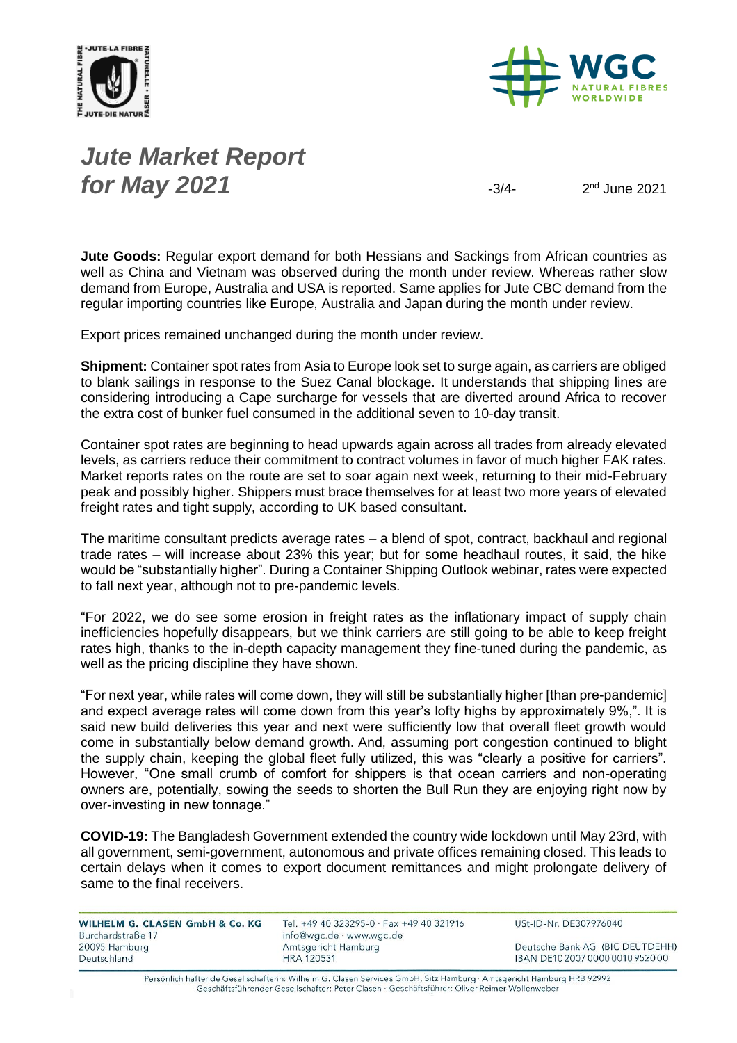# Jute Market Report for May 2021

2nd June 2021

**Jute Goods:** Regular export demand for both Hessians and Sackings from African countries as well as China and Vietnam was observed during the month under review. Whereas rather slow demand from Europe, Australia and USA is reported. Same applies for Jute CBC demand from the regular importing countries like Europe, Australia and Japan during the month under review.

Export prices remained unchanged during the month under review.

**Shipment:** Container spot rates from Asia to Europe look set to surge again, as carriers are obliged to blank sailings in response to the Suez Canal blockage. It understands that shipping lines are considering introducing a Cape surcharge for vessels that are diverted around Africa to recover the extra cost of bunker fuel consumed in the additional seven to 10-day transit.

Container spot rates are beginning to head upwards again across all trades from already elevated levels, as carriers reduce their commitment to contract volumes in favor of much higher FAK rates. Market reports rates on the route are set to soar again next week, returning to their mid-February peak and possibly higher. Shippers must brace themselves for at least two more years of elevated freight rates and tight supply, according to UK based consultant.

The maritime consultant predicts average rates – a blend of spot, contract, backhaul and regional trade rates – will increase about 23% this year; but for some headhaul routes, it said, the hike would be "substantially higher". During a Container Shipping Outlook webinar, rates were expected to fall next year, although not to pre-pandemic levels.

"For 2022, we do see some erosion in freight rates as the inflationary impact of supply chain inefficiencies hopefully disappears, but we think carriers are still going to be able to keep freight rates high, thanks to the in-depth capacity management they fine-tuned during the pandemic, as well as the pricing discipline they have shown.

"For next year, while rates will come down, they will still be substantially higher [than pre-pandemic] and expect average rates will come down from this year's lofty highs by approximately 9%,". It is said new build deliveries this year and next were sufficiently low that overall fleet growth would come in substantially below demand growth. And, assuming port congestion continued to blight the supply chain, keeping the global fleet fully utilized, this was "clearly a positive for carriers". However, "One small crumb of comfort for shippers is that ocean carriers and non-operating owners are, potentially, sowing the seeds to shorten the Bull Run they are enjoying right now by over-investing in new tonnage."

**COVID-19:** The Bangladesh Government extended the country wide lockdown until May 23rd, with all government, semi-government, autonomous and private offices remaining closed. This leads to certain delays when it comes to export document remittances and might prolongate delivery of same to the final receivers.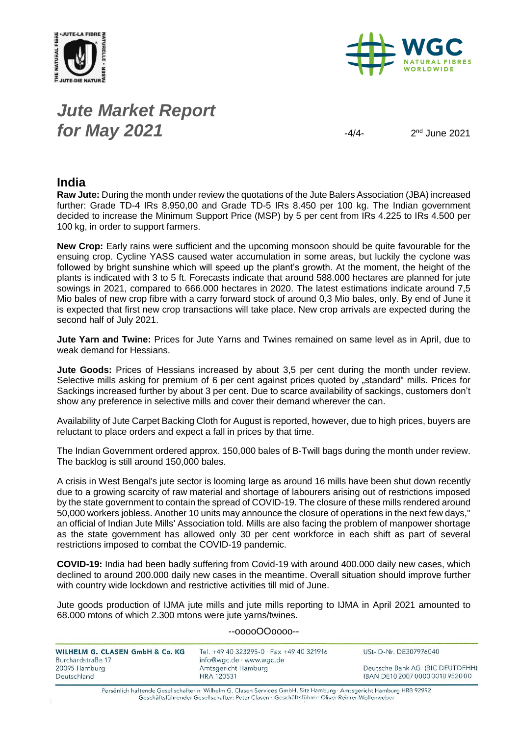# *Jute Market Report for May 2021*

2nd June 2021

## India

**Raw Jute:** During the month under review the quotations of the Jute Balers Association (JBA) increased further: Grade TD-4 IRs 8.950,00 and Grade TD-5 IRs 8.450 per 100 kg. The Indian government decided to increase the Minimum Support Price (MSP) by 5 per cent from IRs 4.225 to IRs 4.500 per 100 kg, in order to support farmers.

**New Crop:** Early rains were sufficient and the upcoming monsoon should be quite favourable for the ensuing crop. Cycline YASS caused water accumulation in some areas, but luckily the cyclone was followed by bright sunshine which will speed up the plant's growth. At the moment, the height of the plants is indicated with 3 to 5 ft. Forecasts indicate that around 588.000 hectares are planned for jute sowings in 2021, compared to 666.000 hectares in 2020. The latest estimations indicate around 7,5 Mio bales of new crop fibre with a carry forward stock of around 0,3 Mio bales, only. By end of June it is expected that first new crop transactions will take place. New crop arrivals are expected during the second half of July 2021.

**Jute Yarn and Twine:** Prices for Jute Yarns and Twines remained on same level as in April, due to weak demand for Hessians.

**Jute Goods:** Prices of Hessians increased by about 3,5 per cent during the month under review. Selective mills asking for premium of 6 per cent against prices quoted by „standard" mills. Prices for Sackings increased further by about 3 per cent. Due to scarce availability of sackings, customers don't show any preference in selective mills and cover their demand wherever the can.

Availability of Jute Carpet Backing Cloth for August is reported, however, due to high prices, buyers are reluctant to place orders and expect a fall in prices by that time.

The Indian Government ordered approx. 150,000 bales of B-Twill bags during the month under review. The backlog is still around 150,000 bales.

A crisis in West Bengal's jute sector is looming large as around 16 mills have been shut down recently due to a growing scarcity of raw material and shortage of labourers arising out of restrictions imposed by the state government to contain the spread of COVID-19. The closure of these mills rendered around 50,000 workers jobless. Another 10 units may announce the closure of operations in the next few days," an official of Indian Jute Mills' Association told. Mills are also facing the problem of manpower shortage as the state government has allowed only 30 per cent workforce in each shift as part of several restrictions imposed to combat the COVID-19 pandemic.

**COVID-19:** India had been badly suffering from Covid-19 with around 400.000 daily new cases, which declined to around 200.000 daily new cases in the meantime. Overall situation should improve further with country wide lockdown and restrictive activities till mid of June.

Jute goods production of IJMA jute mills and jute mills reporting to IJMA in April 2021 amounted to 68.000 mtons of which 2.300 mtons were jute yarns/twines.

--ooooOOoooo--

**WILHELM G. CLASEN GmbH & Co. KG**
Burchardstraße 17
20095 Hamburg
Deutschland

Tel. +49 40 323295-0 · Fax +49 40 321916
info@wgc.de · www.wgc.de
Amtsgericht Hamburg
HRA 120531

USt-ID-Nr. DE307976040

Deutsche Bank AG (BIC DEUTDEHH)
IBAN DE10 2007 0000 0010 9520 00

Persönlich haftende Gesellschafterin: Wilhelm G. Clasen Services GmbH, Sitz Hamburg · Amtsgericht Hamburg HRB 92992
Geschäftsführender Gesellschafter: Peter Clasen · Geschäftsführer: Oliver Reimer-Wollenweber